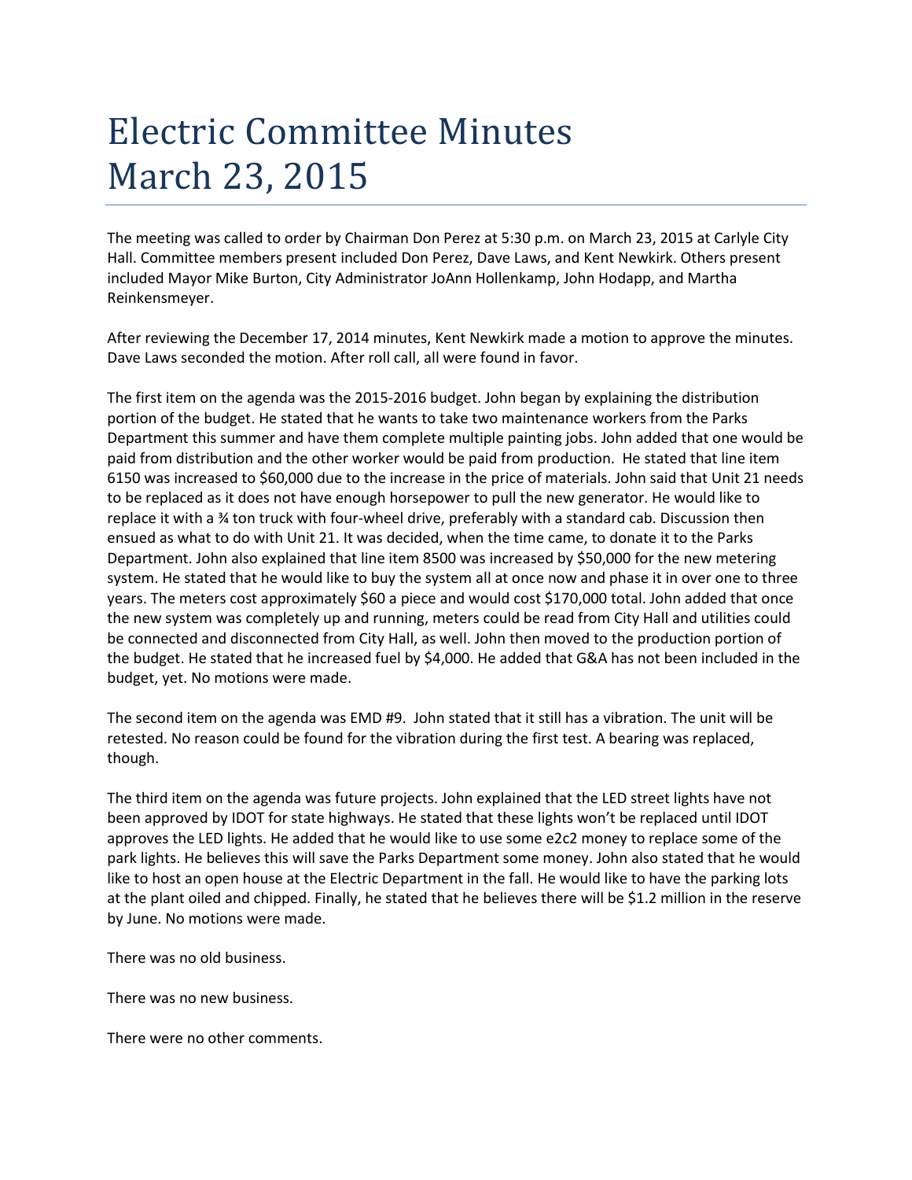# Electric Committee Minutes March 23, 2015

The meeting was called to order by Chairman Don Perez at 5:30 p.m. on March 23, 2015 at Carlyle City Hall. Committee members present included Don Perez, Dave Laws, and Kent Newkirk. Others present included Mayor Mike Burton, City Administrator JoAnn Hollenkamp, John Hodapp, and Martha Reinkensmeyer.

After reviewing the December 17, 2014 minutes, Kent Newkirk made a motion to approve the minutes. Dave Laws seconded the motion. After roll call, all were found in favor.

The first item on the agenda was the 2015-2016 budget. John began by explaining the distribution portion of the budget. He stated that he wants to take two maintenance workers from the Parks Department this summer and have them complete multiple painting jobs. John added that one would be paid from distribution and the other worker would be paid from production. He stated that line item 6150 was increased to $60,000 due to the increase in the price of materials. John said that Unit 21 needs to be replaced as it does not have enough horsepower to pull the new generator. He would like to replace it with a ¾ ton truck with four-wheel drive, preferably with a standard cab. Discussion then ensued as what to do with Unit 21. It was decided, when the time came, to donate it to the Parks Department. John also explained that line item 8500 was increased by $50,000 for the new metering system. He stated that he would like to buy the system all at once now and phase it in over one to three years. The meters cost approximately $60 a piece and would cost $170,000 total. John added that once the new system was completely up and running, meters could be read from City Hall and utilities could be connected and disconnected from City Hall, as well. John then moved to the production portion of the budget. He stated that he increased fuel by $4,000. He added that G&A has not been included in the budget, yet. No motions were made.

The second item on the agenda was EMD #9. John stated that it still has a vibration. The unit will be retested. No reason could be found for the vibration during the first test. A bearing was replaced, though.

The third item on the agenda was future projects. John explained that the LED street lights have not been approved by IDOT for state highways. He stated that these lights won't be replaced until IDOT approves the LED lights. He added that he would like to use some e2c2 money to replace some of the park lights. He believes this will save the Parks Department some money. John also stated that he would like to host an open house at the Electric Department in the fall. He would like to have the parking lots at the plant oiled and chipped. Finally, he stated that he believes there will be $1.2 million in the reserve by June. No motions were made.

There was no old business.

There was no new business.

There were no other comments.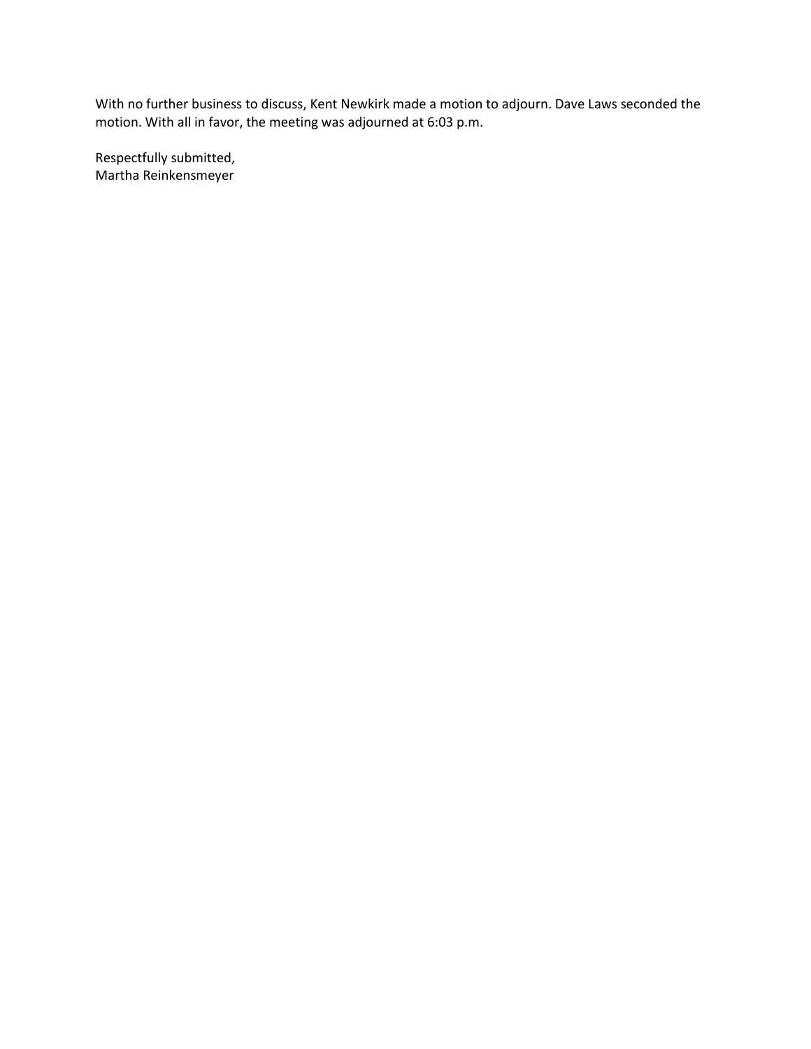With no further business to discuss, Kent Newkirk made a motion to adjourn. Dave Laws seconded the motion. With all in favor, the meeting was adjourned at 6:03 p.m.

Respectfully submitted,
Martha Reinkensmeyer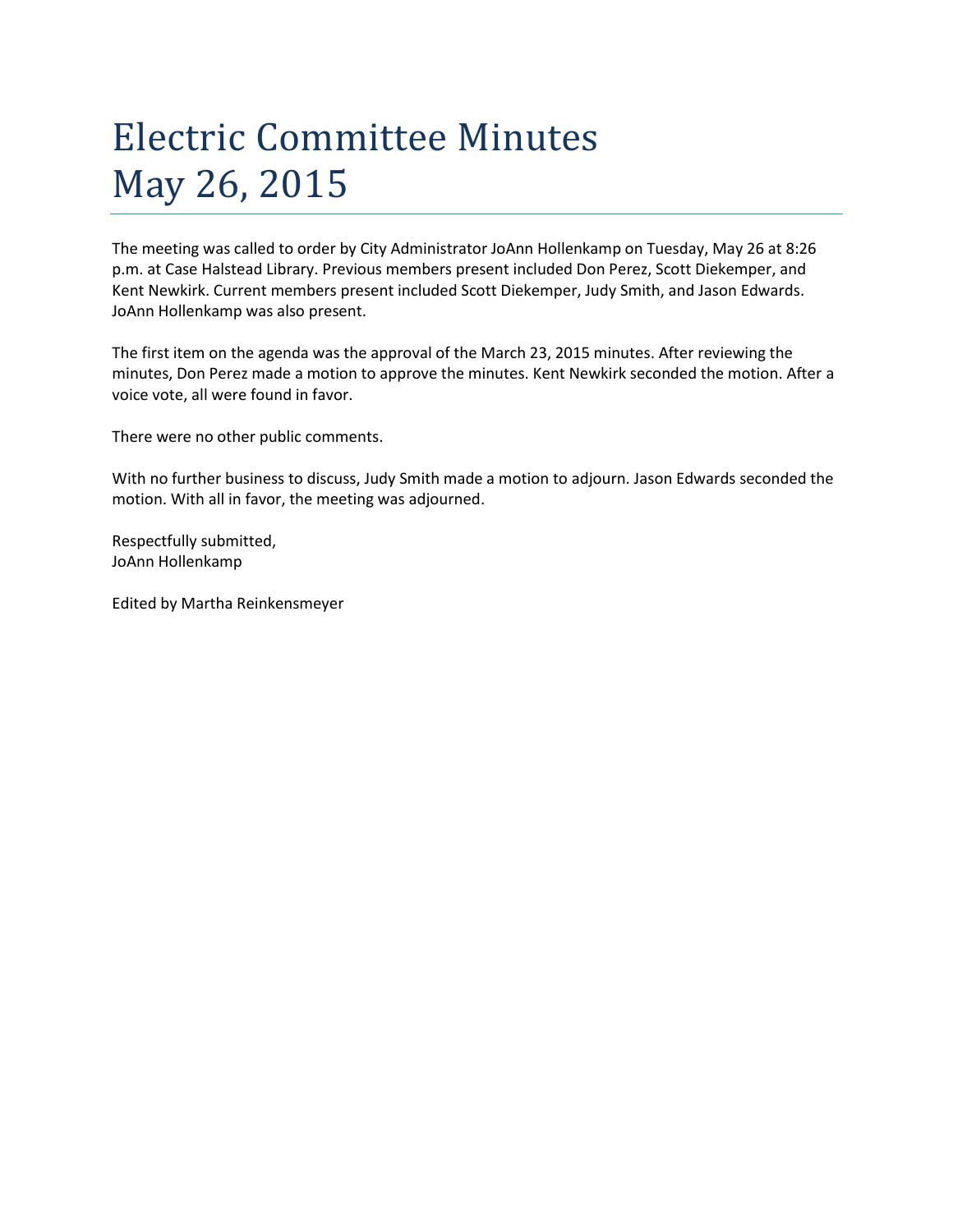# Electric Committee Minutes
# May 26, 2015

The meeting was called to order by City Administrator JoAnn Hollenkamp on Tuesday, May 26 at 8:26 p.m. at Case Halstead Library. Previous members present included Don Perez, Scott Diekemper, and Kent Newkirk. Current members present included Scott Diekemper, Judy Smith, and Jason Edwards. JoAnn Hollenkamp was also present.

The first item on the agenda was the approval of the March 23, 2015 minutes. After reviewing the minutes, Don Perez made a motion to approve the minutes. Kent Newkirk seconded the motion. After a voice vote, all were found in favor.

There were no other public comments.

With no further business to discuss, Judy Smith made a motion to adjourn. Jason Edwards seconded the motion. With all in favor, the meeting was adjourned.

Respectfully submitted,
JoAnn Hollenkamp

Edited by Martha Reinkensmeyer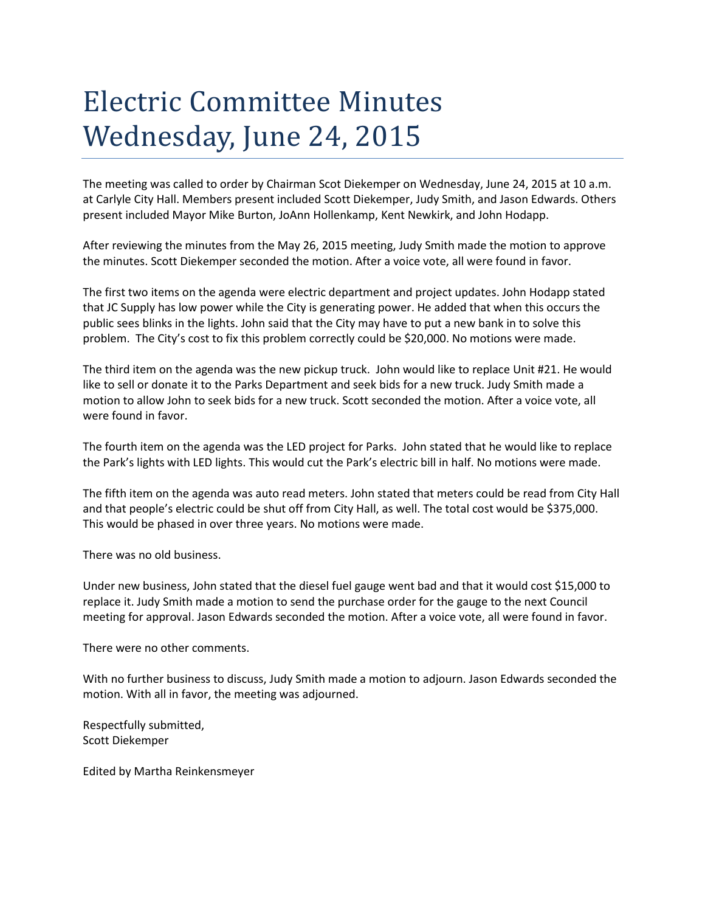# Electric Committee Minutes Wednesday, June 24, 2015

The meeting was called to order by Chairman Scot Diekemper on Wednesday, June 24, 2015 at 10 a.m. at Carlyle City Hall. Members present included Scott Diekemper, Judy Smith, and Jason Edwards. Others present included Mayor Mike Burton, JoAnn Hollenkamp, Kent Newkirk, and John Hodapp.

After reviewing the minutes from the May 26, 2015 meeting, Judy Smith made the motion to approve the minutes. Scott Diekemper seconded the motion. After a voice vote, all were found in favor.

The first two items on the agenda were electric department and project updates. John Hodapp stated that JC Supply has low power while the City is generating power. He added that when this occurs the public sees blinks in the lights. John said that the City may have to put a new bank in to solve this problem. The City's cost to fix this problem correctly could be $20,000. No motions were made.

The third item on the agenda was the new pickup truck. John would like to replace Unit #21. He would like to sell or donate it to the Parks Department and seek bids for a new truck. Judy Smith made a motion to allow John to seek bids for a new truck. Scott seconded the motion. After a voice vote, all were found in favor.

The fourth item on the agenda was the LED project for Parks. John stated that he would like to replace the Park's lights with LED lights. This would cut the Park's electric bill in half. No motions were made.

The fifth item on the agenda was auto read meters. John stated that meters could be read from City Hall and that people's electric could be shut off from City Hall, as well. The total cost would be $375,000. This would be phased in over three years. No motions were made.

There was no old business.

Under new business, John stated that the diesel fuel gauge went bad and that it would cost $15,000 to replace it. Judy Smith made a motion to send the purchase order for the gauge to the next Council meeting for approval. Jason Edwards seconded the motion. After a voice vote, all were found in favor.

There were no other comments.

With no further business to discuss, Judy Smith made a motion to adjourn. Jason Edwards seconded the motion. With all in favor, the meeting was adjourned.

Respectfully submitted,
Scott Diekemper

Edited by Martha Reinkensmeyer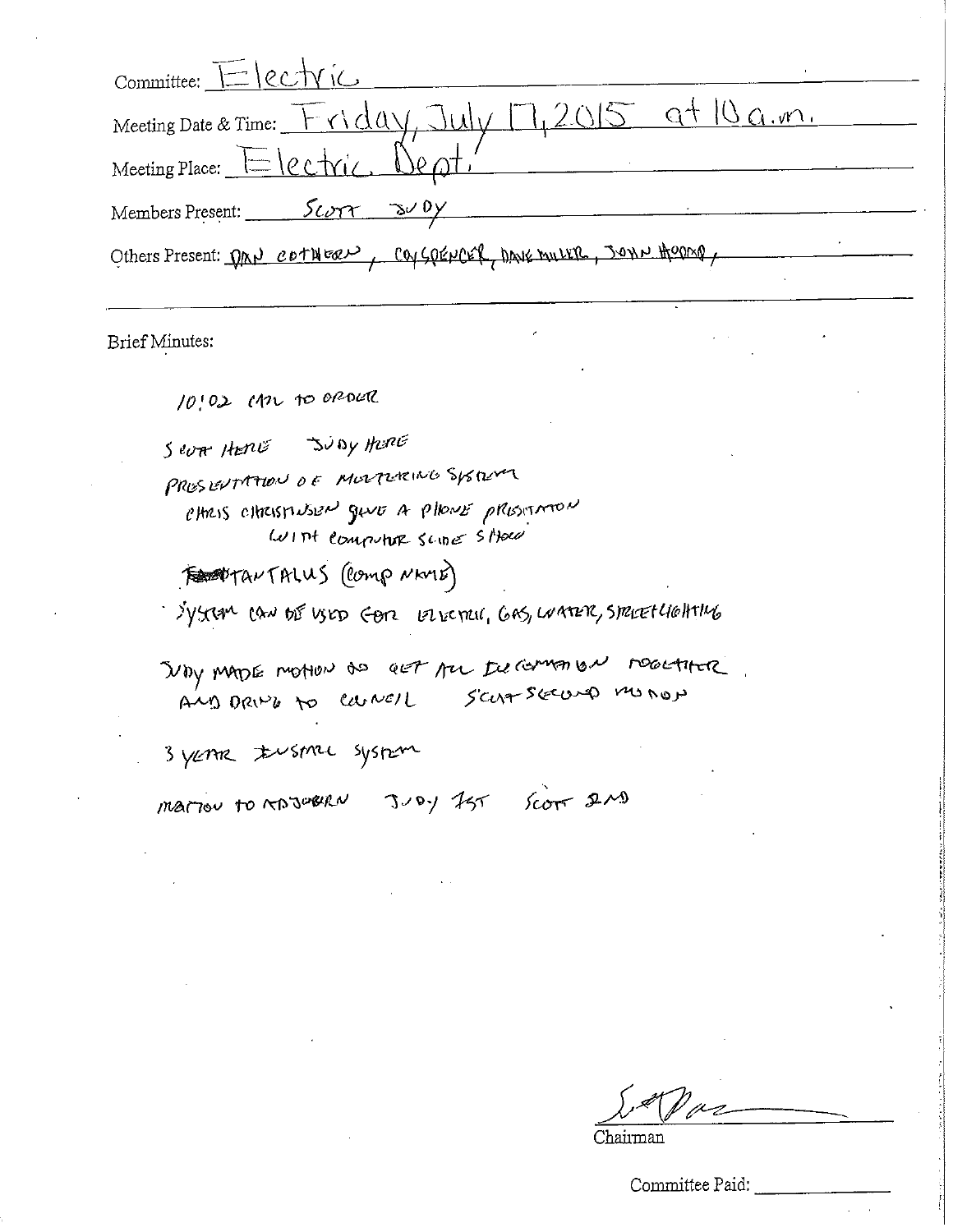Committee: Electric

Meeting Date & Time: Friday, July 17, 2015 at 10 a.m.

Meeting Place: Electric Dept.

Members Present: SCOTT JUDY

Others Present: DAN COTHERN, COY SPENCER, DAVE MILLER, JOHN HOOPS,

Brief Minutes:

10:02 CALL TO ORDER

SCOTT HERE JUDY HERE

PRESENTATION OF METERING SYSTEM

CHRIS CHRISTENSEN GAVE A PHONE PRESENTATION WITH COMPUTER SLIDE SHOW

~~TANT~~ TANTALUS (COMP NAME)

SYSTEM CAN BE USED FOR ELECTRIC, GAS, WATER, STREETLIGHTING

JUDY MADE MOTION TO GET ALL INFORMATION TOGETHER AND BRING TO COUNCIL SCOTT SECOND MOTION

3 YEAR INSTALL SYSTEM

MOTION TO ADJOURN JUDY 1ST SCOTT 2ND

Chairman

Committee Paid: ____________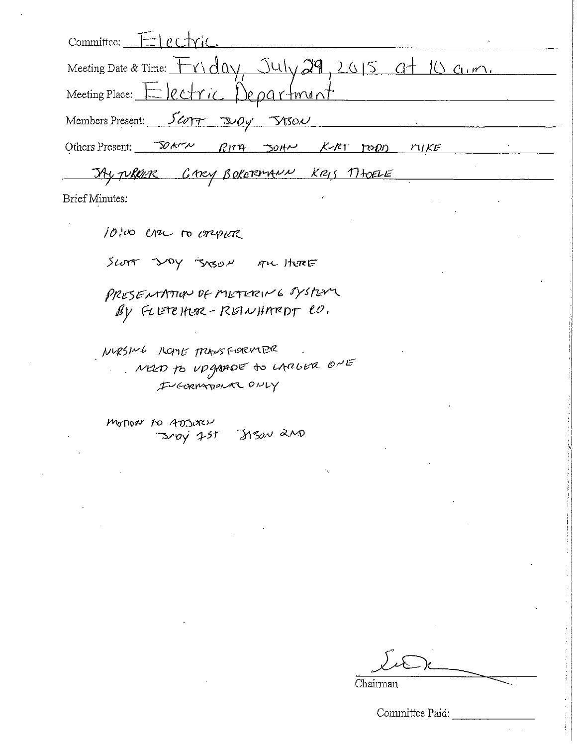Committee: Electric

Meeting Date & Time: Friday, July 29, 2015 at 10 a.m.

Meeting Place: Electric Department

Members Present: SCOTT JUDY JASON

Others Present: JOANN RITA JOHN KURT TODD MIKE

JAY TURNER GARY BOKERMANN KRIS THOELE

Brief Minutes:

10:00 CALL TO ORDER

SCOTT JUDY JASON ALL HERE

PRESENTATION OF METERING SYSTEM
BY FLETCHER-REINHARDT CO.

NURSING HOME TRANSFORMER
NEED TO UPGRADE TO LARGER ONE
INFORMATIONAL ONLY

MOTION TO ADJOURN
JUDY 1ST JASON 2ND

Chairman

Committee Paid: ___________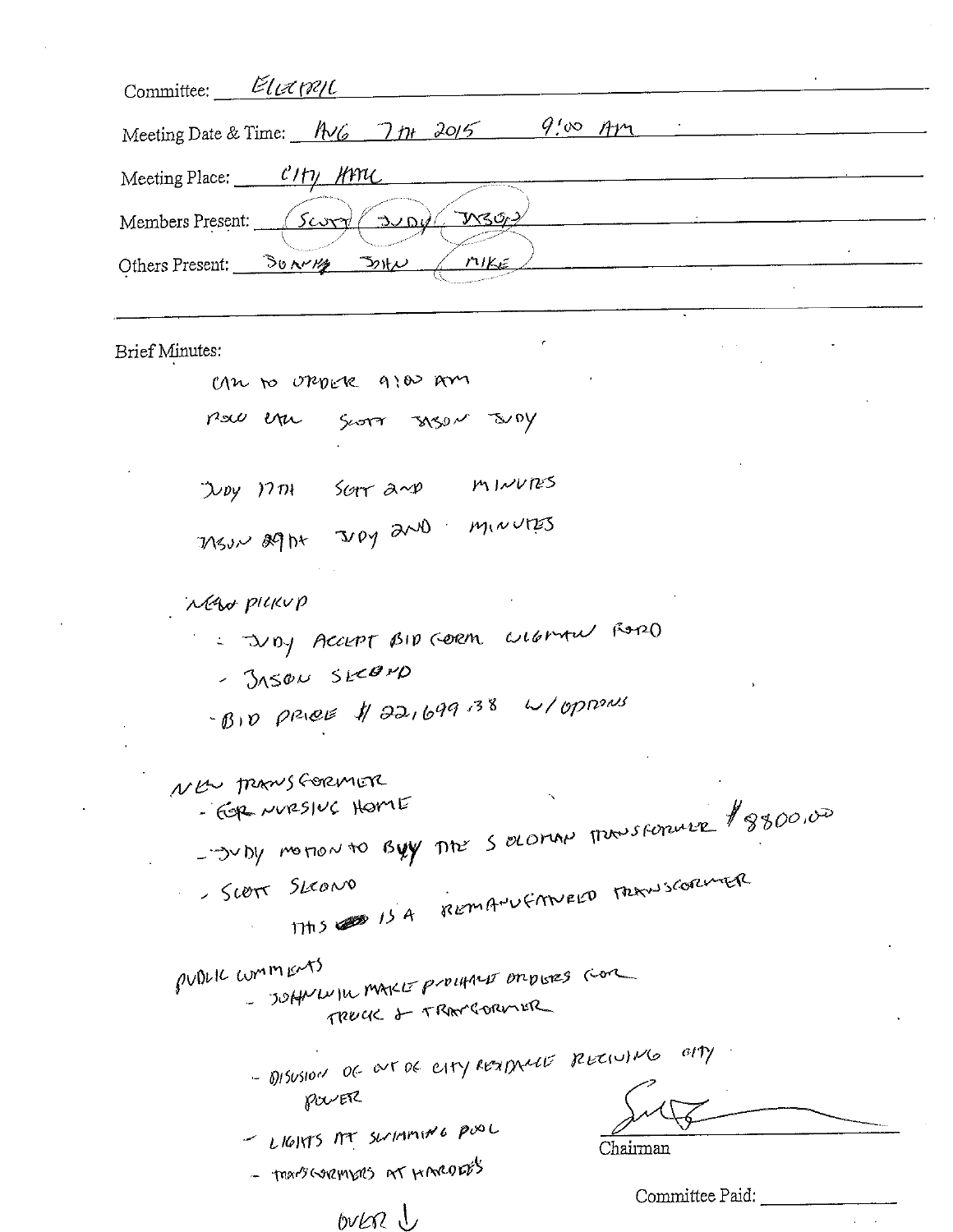Committee: ELECTRIC

Meeting Date & Time: AUG 7TH 2015 9:00 AM

Meeting Place: CITY HALL

Members Present: SCOTT JUDY JASON

Others Present: SONNY JOHN MIKE

Brief Minutes:

CALL TO ORDER 9:00 AM

ROLL CALL SCOTT JASON JUDY

JUDY 17TH SCOTT 2ND MINUTES

JASON 29TH JUDY 2ND MINUTES

NEW PICKUP

- JUDY ACCEPT BID FORM WIGMAN FORD
- JASON SECOND
- BID PRICE $22,699.38 W/OPTIONS

NEW TRANSFORMER

- FOR NURSING HOME
- JUDY MOTION TO BUY THE SOLOMAN TRANSFORMER $8800.00
- SCOTT SECOND
  - THIS IS A REMANUFACTURED TRANSFORMER

PUBLIC COMMENTS

- JOHN WILL MAKE PURCHASE ORDERS FOR TRUCK & TRANSFORMER
- DISCUSSION OF OUT OF CITY RESIDENCE RECEIVING CITY POWER
- LIGHTS AT SWIMMING POOL
- TRANSFORMERS AT HARDEES

OVER ↓

Chairman

Committee Paid: ____________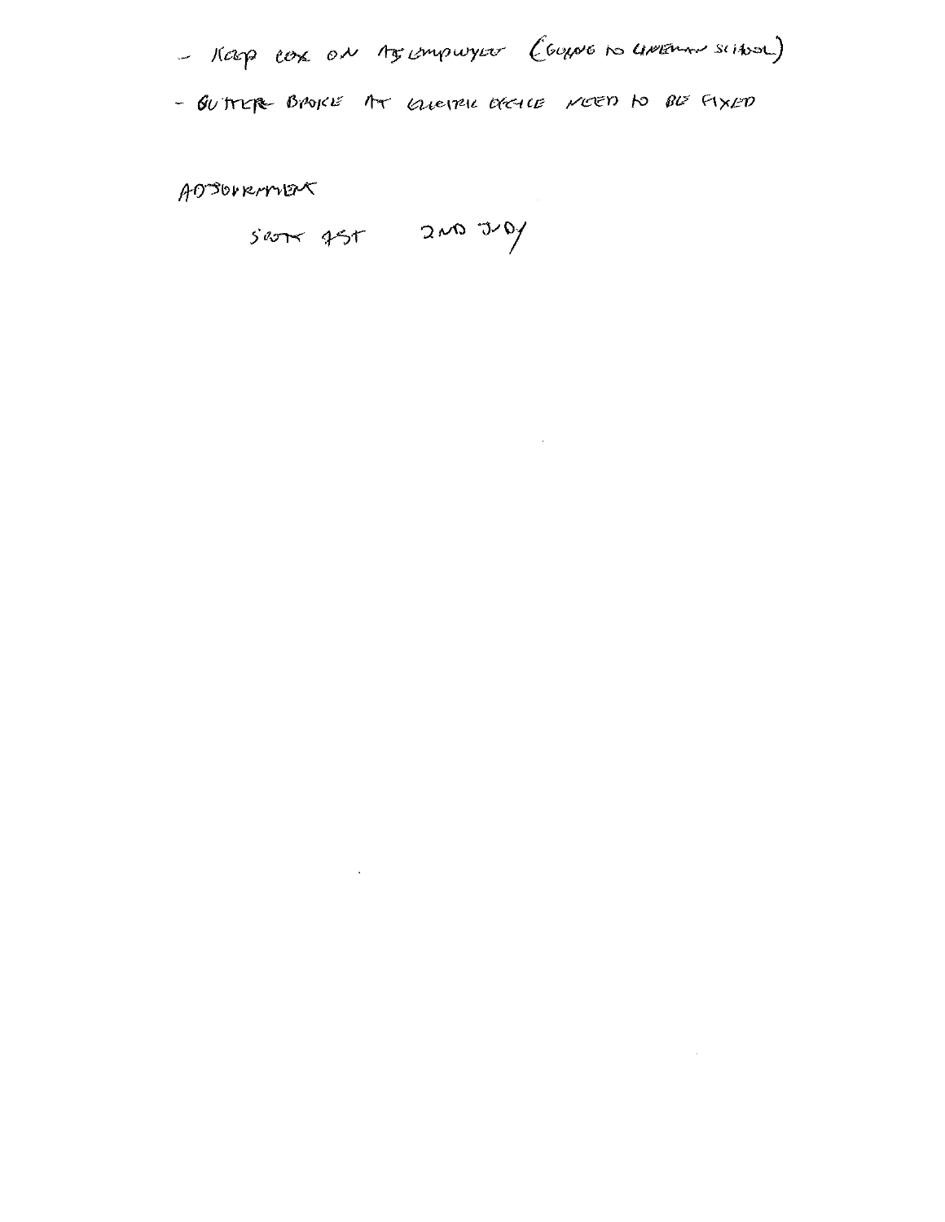- KEEP COX ON ASLAMPWYLU (GOING TO LINEHAM SCHOOL)
- GUTTER BROKE AT ELECTRIC CYCLE NEED TO BE FIXED

ADJOURNMENT

SCOTT 1ST 2ND JUDY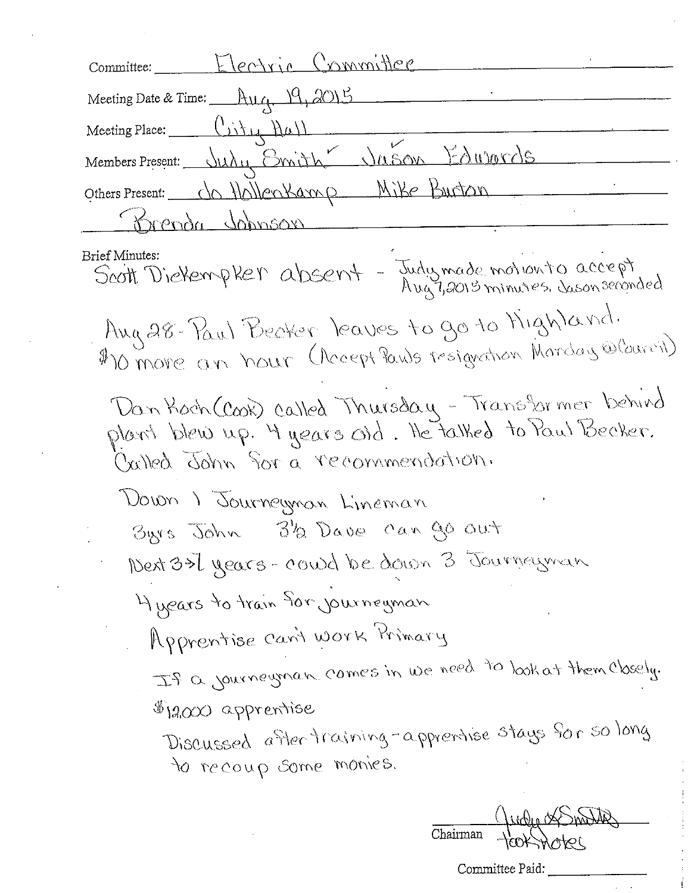Committee: Electric Committee

Meeting Date & Time: Aug. 19, 2015

Meeting Place: City Hall

Members Present: Judy Smith ✓ Jason Edwards ✓

Others Present: Jo Hollenkamp Mike Burton Brenda Johnson

Brief Minutes:

Scott Diekempker absent - Judy made motion to accept Aug 7, 2015 minutes, Jason seconded

Aug 28 - Paul Becker leaves to go to Highland.
$10 more an hour (Accept Paul's resignation Monday @ Council)

Dan Koch (Cook) called Thursday - Transformer behind plant blew up. 4 years old. He talked to Paul Becker. Called John for a recommendation.

Down 1 Journeyman Lineman

3yrs John 3½ Dave can go out

Next 3→7 years - could be down 3 Journeyman

4 years to train for journeyman

Apprentise can't work Primary

If a journeyman comes in we need to look at them closely.

$12,000 apprentise

Discussed after training - apprentise stays for so long to recoup some monies.

Chairman Judy Smith
Took Notes

Committee Paid: ___________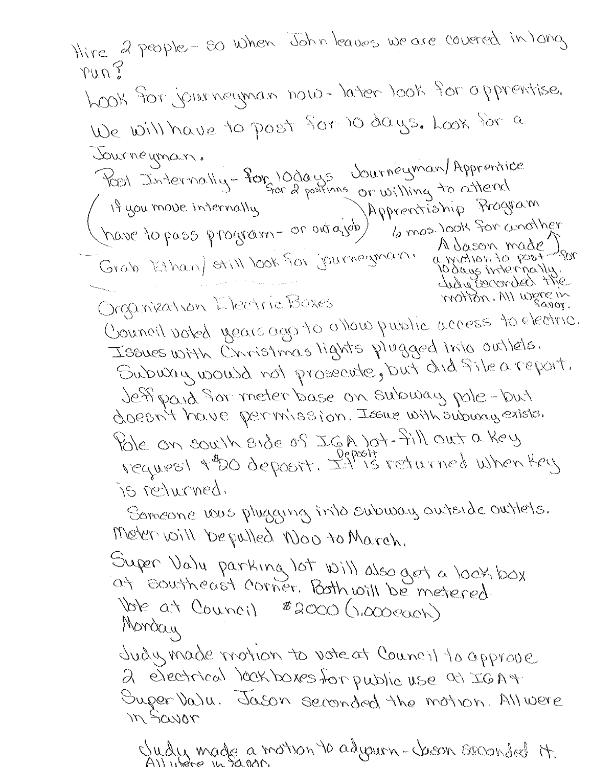Hire 2 people - so when John leaves we are covered in long run?

Look for journeyman now - later look for apprentise.

We will have to post for 10 days. Look for a Journeyman.

Post Internally - for 10 days for 2 positions Journeyman/Apprentice or willing to attend Apprentiship Program

(If you move internally have to pass program - or out a job)

6 mos. look for another

Grab Ethan/ still look for journeyman.

Jason made a motion to post for 10 days internally. Judy seconded the motion. All were in favor.

---

Organization Electric Boxes

Council voted years ago to allow public access to electric.

Issues with Christmas lights plugged into outlets.

Subway would not prosecute, but did file a report.

Jeff paid for meter base on subway pole - but doesn't have permission. Issue with subway exists.

Pole on south side of IGA lot - fill out a key request + $20 deposit. Deposit is returned when key is returned.

Someone was plugging into subway outside outlets.

Meter will be pulled Nov to March.

Super Valu parking lot will also get a lock box at southeast corner. Both will be metered.

Vote at Council $2000 (1,000 each) Monday

Judy made motion to vote at Council to approve 2 electrical lock boxes for public use at IGA + Super Valu. Jason seconded the motion. All were in favor

Judy made a motion to adjourn - Jason seconded it. All were in favor.